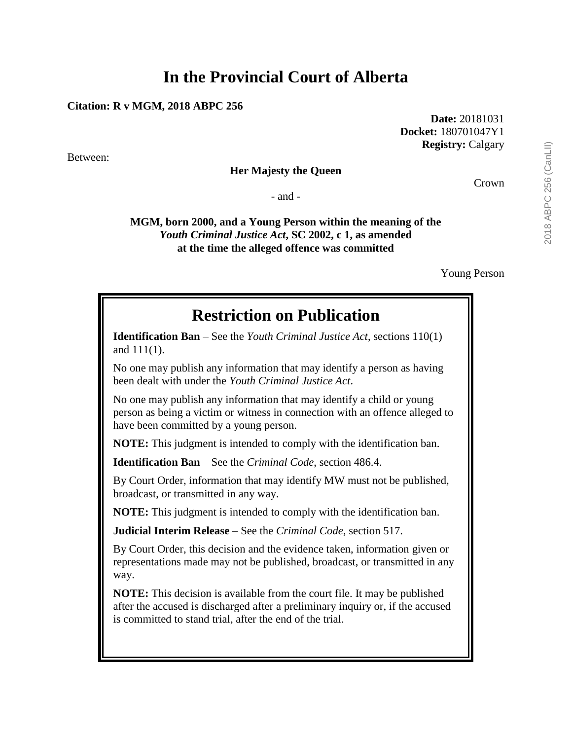# In the Provincial Court of Alberta

**Citation: R v MGM, 2018 ABPC 256**

**Date:** 20181031
**Docket:** 180701047Y1
**Registry:** Calgary

Between:

**Her Majesty the Queen**

Crown

- and -

**MGM, born 2000, and a Young Person within the meaning of the *Youth Criminal Justice Act*, SC 2002, c 1, as amended at the time the alleged offence was committed**

Young Person

## Restriction on Publication

**Identification Ban** – See the *Youth Criminal Justice Act*, sections 110(1) and 111(1).

No one may publish any information that may identify a person as having been dealt with under the *Youth Criminal Justice Act*.

No one may publish any information that may identify a child or young person as being a victim or witness in connection with an offence alleged to have been committed by a young person.

**NOTE:** This judgment is intended to comply with the identification ban.

**Identification Ban** – See the *Criminal Code*, section 486.4.

By Court Order, information that may identify MW must not be published, broadcast, or transmitted in any way.

**NOTE:** This judgment is intended to comply with the identification ban.

**Judicial Interim Release** – See the *Criminal Code*, section 517.

By Court Order, this decision and the evidence taken, information given or representations made may not be published, broadcast, or transmitted in any way.

**NOTE:** This decision is available from the court file. It may be published after the accused is discharged after a preliminary inquiry or, if the accused is committed to stand trial, after the end of the trial.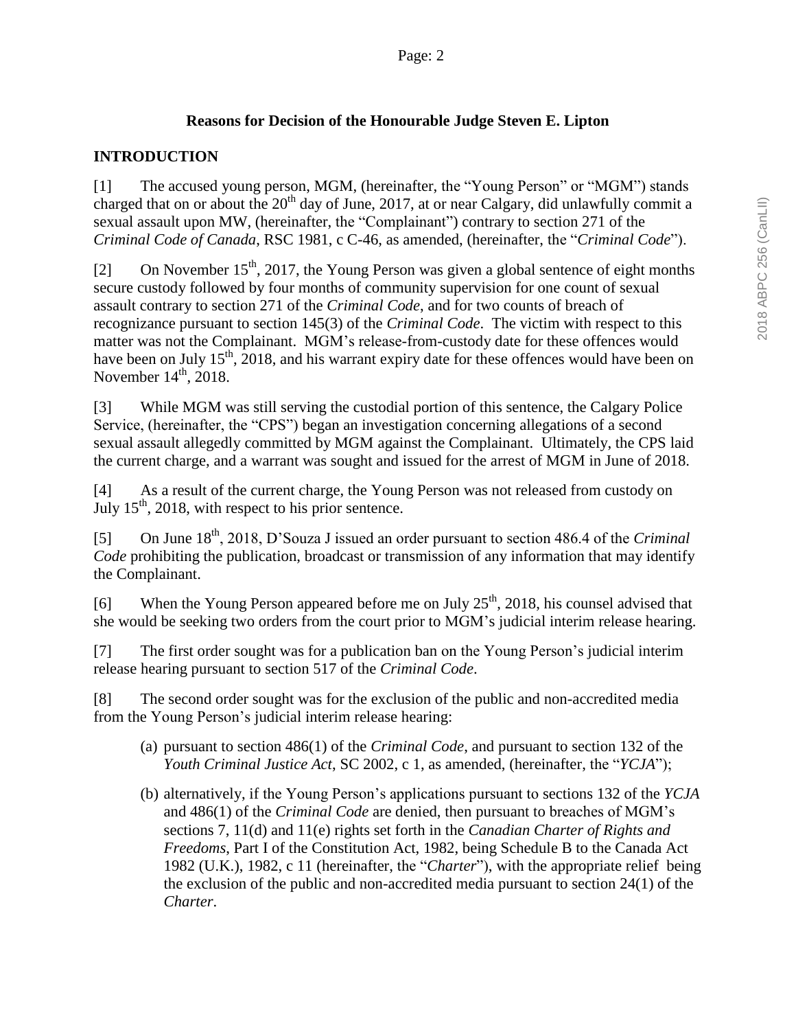**Reasons for Decision of the Honourable Judge Steven E. Lipton**

## INTRODUCTION

[1] The accused young person, MGM, (hereinafter, the "Young Person" or "MGM") stands charged that on or about the 20th day of June, 2017, at or near Calgary, did unlawfully commit a sexual assault upon MW, (hereinafter, the "Complainant") contrary to section 271 of the *Criminal Code of Canada*, RSC 1981, c C-46, as amended, (hereinafter, the "*Criminal Code*").

[2] On November 15th, 2017, the Young Person was given a global sentence of eight months secure custody followed by four months of community supervision for one count of sexual assault contrary to section 271 of the *Criminal Code*, and for two counts of breach of recognizance pursuant to section 145(3) of the *Criminal Code*. The victim with respect to this matter was not the Complainant. MGM's release-from-custody date for these offences would have been on July 15th, 2018, and his warrant expiry date for these offences would have been on November 14th, 2018.

[3] While MGM was still serving the custodial portion of this sentence, the Calgary Police Service, (hereinafter, the "CPS") began an investigation concerning allegations of a second sexual assault allegedly committed by MGM against the Complainant. Ultimately, the CPS laid the current charge, and a warrant was sought and issued for the arrest of MGM in June of 2018.

[4] As a result of the current charge, the Young Person was not released from custody on July 15th, 2018, with respect to his prior sentence.

[5] On June 18th, 2018, D'Souza J issued an order pursuant to section 486.4 of the *Criminal Code* prohibiting the publication, broadcast or transmission of any information that may identify the Complainant.

[6] When the Young Person appeared before me on July 25th, 2018, his counsel advised that she would be seeking two orders from the court prior to MGM's judicial interim release hearing.

[7] The first order sought was for a publication ban on the Young Person's judicial interim release hearing pursuant to section 517 of the *Criminal Code*.

[8] The second order sought was for the exclusion of the public and non-accredited media from the Young Person's judicial interim release hearing:

(a) pursuant to section 486(1) of the *Criminal Code*, and pursuant to section 132 of the *Youth Criminal Justice Act*, SC 2002, c 1, as amended, (hereinafter, the "*YCJA*");

(b) alternatively, if the Young Person's applications pursuant to sections 132 of the *YCJA* and 486(1) of the *Criminal Code* are denied, then pursuant to breaches of MGM's sections 7, 11(d) and 11(e) rights set forth in the *Canadian Charter of Rights and Freedoms*, Part I of the Constitution Act, 1982, being Schedule B to the Canada Act 1982 (U.K.), 1982, c 11 (hereinafter, the "*Charter*"), with the appropriate relief being the exclusion of the public and non-accredited media pursuant to section 24(1) of the *Charter*.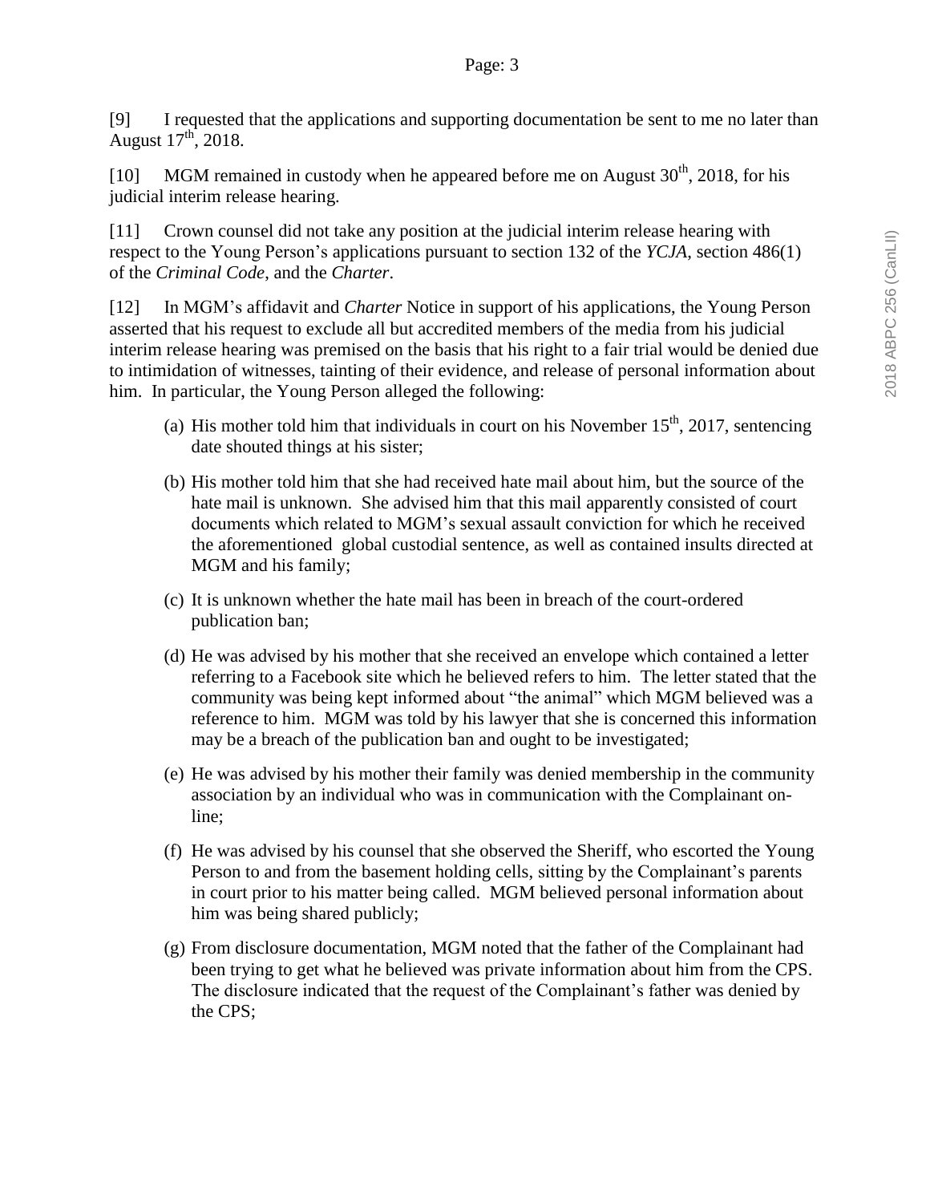[9] I requested that the applications and supporting documentation be sent to me no later than August 17th, 2018.

[10] MGM remained in custody when he appeared before me on August 30th, 2018, for his judicial interim release hearing.

[11] Crown counsel did not take any position at the judicial interim release hearing with respect to the Young Person's applications pursuant to section 132 of the *YCJA*, section 486(1) of the *Criminal Code*, and the *Charter*.

[12] In MGM's affidavit and *Charter* Notice in support of his applications, the Young Person asserted that his request to exclude all but accredited members of the media from his judicial interim release hearing was premised on the basis that his right to a fair trial would be denied due to intimidation of witnesses, tainting of their evidence, and release of personal information about him. In particular, the Young Person alleged the following:

(a) His mother told him that individuals in court on his November 15th, 2017, sentencing date shouted things at his sister;

(b) His mother told him that she had received hate mail about him, but the source of the hate mail is unknown. She advised him that this mail apparently consisted of court documents which related to MGM's sexual assault conviction for which he received the aforementioned global custodial sentence, as well as contained insults directed at MGM and his family;

(c) It is unknown whether the hate mail has been in breach of the court-ordered publication ban;

(d) He was advised by his mother that she received an envelope which contained a letter referring to a Facebook site which he believed refers to him. The letter stated that the community was being kept informed about "the animal" which MGM believed was a reference to him. MGM was told by his lawyer that she is concerned this information may be a breach of the publication ban and ought to be investigated;

(e) He was advised by his mother their family was denied membership in the community association by an individual who was in communication with the Complainant on-line;

(f) He was advised by his counsel that she observed the Sheriff, who escorted the Young Person to and from the basement holding cells, sitting by the Complainant's parents in court prior to his matter being called. MGM believed personal information about him was being shared publicly;

(g) From disclosure documentation, MGM noted that the father of the Complainant had been trying to get what he believed was private information about him from the CPS. The disclosure indicated that the request of the Complainant's father was denied by the CPS;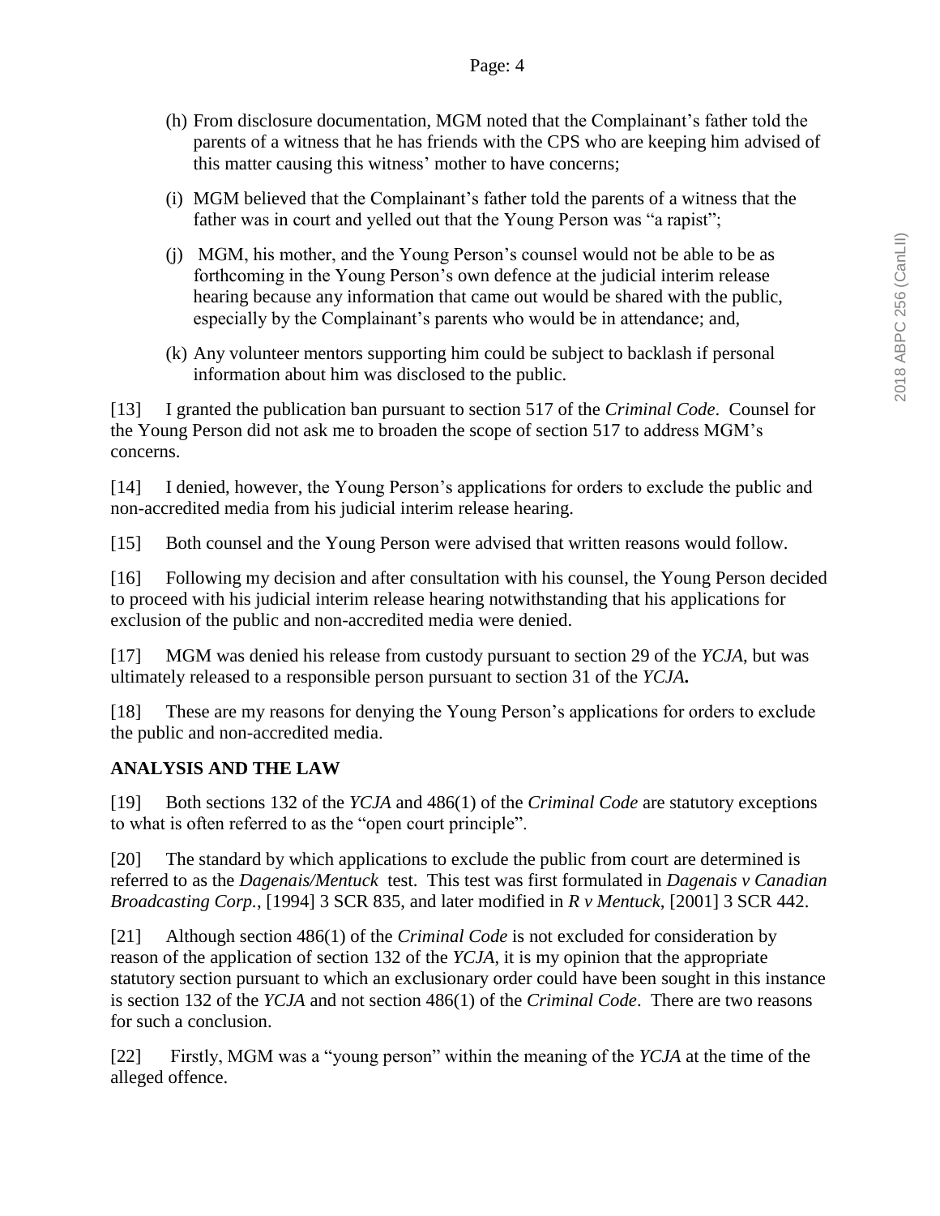(h) From disclosure documentation, MGM noted that the Complainant's father told the parents of a witness that he has friends with the CPS who are keeping him advised of this matter causing this witness' mother to have concerns;

(i) MGM believed that the Complainant's father told the parents of a witness that the father was in court and yelled out that the Young Person was "a rapist";

(j) MGM, his mother, and the Young Person's counsel would not be able to be as forthcoming in the Young Person's own defence at the judicial interim release hearing because any information that came out would be shared with the public, especially by the Complainant's parents who would be in attendance; and,

(k) Any volunteer mentors supporting him could be subject to backlash if personal information about him was disclosed to the public.

[13] I granted the publication ban pursuant to section 517 of the *Criminal Code*. Counsel for the Young Person did not ask me to broaden the scope of section 517 to address MGM's concerns.

[14] I denied, however, the Young Person's applications for orders to exclude the public and non-accredited media from his judicial interim release hearing.

[15] Both counsel and the Young Person were advised that written reasons would follow.

[16] Following my decision and after consultation with his counsel, the Young Person decided to proceed with his judicial interim release hearing notwithstanding that his applications for exclusion of the public and non-accredited media were denied.

[17] MGM was denied his release from custody pursuant to section 29 of the *YCJA*, but was ultimately released to a responsible person pursuant to section 31 of the ***YCJA*.**

[18] These are my reasons for denying the Young Person's applications for orders to exclude the public and non-accredited media.

## ANALYSIS AND THE LAW

[19] Both sections 132 of the *YCJA* and 486(1) of the *Criminal Code* are statutory exceptions to what is often referred to as the "open court principle".

[20] The standard by which applications to exclude the public from court are determined is referred to as the *Dagenais/Mentuck* test. This test was first formulated in *Dagenais v Canadian Broadcasting Corp.*, [1994] 3 SCR 835, and later modified in *R v Mentuck*, [2001] 3 SCR 442.

[21] Although section 486(1) of the *Criminal Code* is not excluded for consideration by reason of the application of section 132 of the *YCJA*, it is my opinion that the appropriate statutory section pursuant to which an exclusionary order could have been sought in this instance is section 132 of the *YCJA* and not section 486(1) of the *Criminal Code*. There are two reasons for such a conclusion.

[22] Firstly, MGM was a "young person" within the meaning of the *YCJA* at the time of the alleged offence.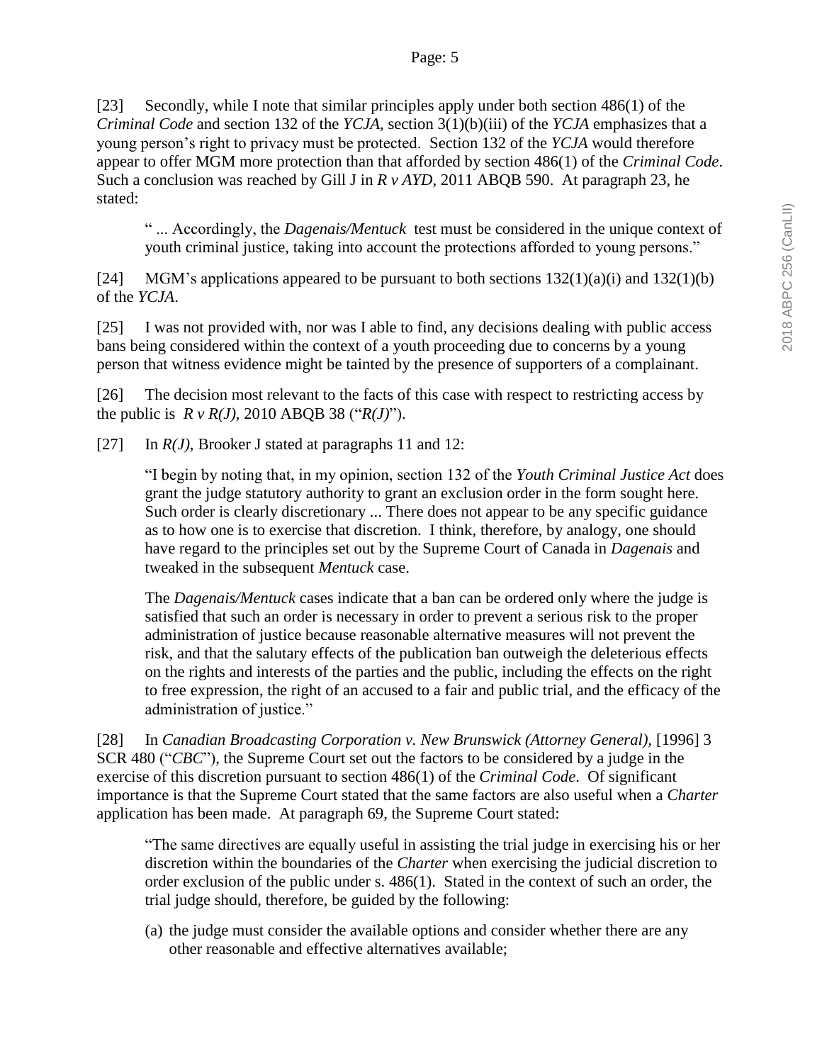[23] Secondly, while I note that similar principles apply under both section 486(1) of the *Criminal Code* and section 132 of the *YCJA*, section 3(1)(b)(iii) of the *YCJA* emphasizes that a young person's right to privacy must be protected. Section 132 of the *YCJA* would therefore appear to offer MGM more protection than that afforded by section 486(1) of the *Criminal Code*. Such a conclusion was reached by Gill J in *R v AYD*, 2011 ABQB 590. At paragraph 23, he stated:

> " ... Accordingly, the *Dagenais/Mentuck* test must be considered in the unique context of youth criminal justice, taking into account the protections afforded to young persons."

[24] MGM's applications appeared to be pursuant to both sections 132(1)(a)(i) and 132(1)(b) of the *YCJA*.

[25] I was not provided with, nor was I able to find, any decisions dealing with public access bans being considered within the context of a youth proceeding due to concerns by a young person that witness evidence might be tainted by the presence of supporters of a complainant.

[26] The decision most relevant to the facts of this case with respect to restricting access by the public is *R v R(J)*, 2010 ABQB 38 ("*R(J)*").

[27] In *R(J)*, Brooker J stated at paragraphs 11 and 12:

> "I begin by noting that, in my opinion, section 132 of the *Youth Criminal Justice Act* does grant the judge statutory authority to grant an exclusion order in the form sought here. Such order is clearly discretionary ... There does not appear to be any specific guidance as to how one is to exercise that discretion. I think, therefore, by analogy, one should have regard to the principles set out by the Supreme Court of Canada in *Dagenais* and tweaked in the subsequent *Mentuck* case.
>
> The *Dagenais/Mentuck* cases indicate that a ban can be ordered only where the judge is satisfied that such an order is necessary in order to prevent a serious risk to the proper administration of justice because reasonable alternative measures will not prevent the risk, and that the salutary effects of the publication ban outweigh the deleterious effects on the rights and interests of the parties and the public, including the effects on the right to free expression, the right of an accused to a fair and public trial, and the efficacy of the administration of justice."

[28] In *Canadian Broadcasting Corporation v. New Brunswick (Attorney General)*, [1996] 3 SCR 480 ("*CBC*"), the Supreme Court set out the factors to be considered by a judge in the exercise of this discretion pursuant to section 486(1) of the *Criminal Code*. Of significant importance is that the Supreme Court stated that the same factors are also useful when a *Charter* application has been made. At paragraph 69, the Supreme Court stated:

> "The same directives are equally useful in assisting the trial judge in exercising his or her discretion within the boundaries of the *Charter* when exercising the judicial discretion to order exclusion of the public under s. 486(1). Stated in the context of such an order, the trial judge should, therefore, be guided by the following:
>
> (a) the judge must consider the available options and consider whether there are any other reasonable and effective alternatives available;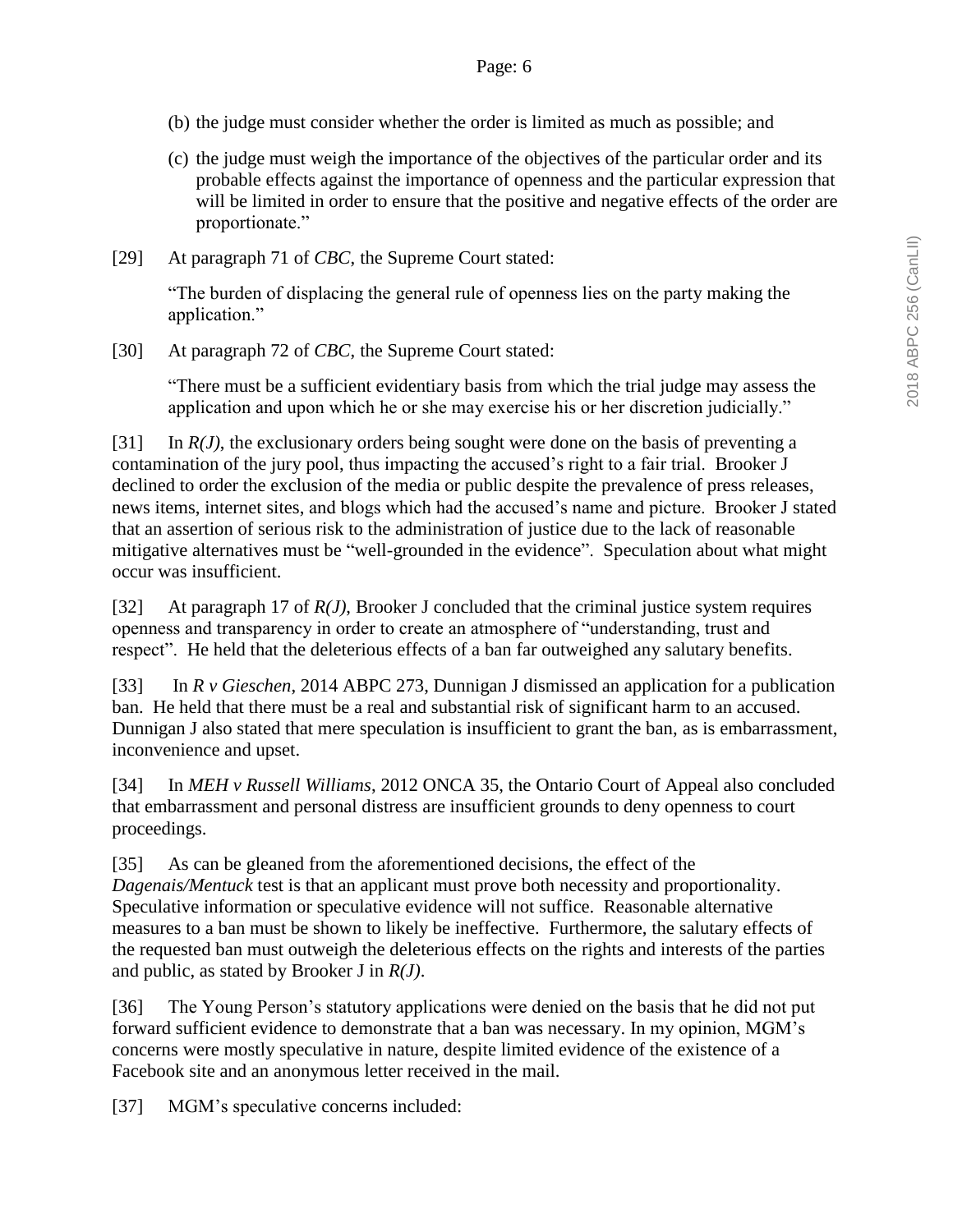(b) the judge must consider whether the order is limited as much as possible; and

(c) the judge must weigh the importance of the objectives of the particular order and its probable effects against the importance of openness and the particular expression that will be limited in order to ensure that the positive and negative effects of the order are proportionate."

[29] At paragraph 71 of *CBC*, the Supreme Court stated:

> "The burden of displacing the general rule of openness lies on the party making the application."

[30] At paragraph 72 of *CBC*, the Supreme Court stated:

> "There must be a sufficient evidentiary basis from which the trial judge may assess the application and upon which he or she may exercise his or her discretion judicially."

[31] In *R(J)*, the exclusionary orders being sought were done on the basis of preventing a contamination of the jury pool, thus impacting the accused's right to a fair trial. Brooker J declined to order the exclusion of the media or public despite the prevalence of press releases, news items, internet sites, and blogs which had the accused's name and picture. Brooker J stated that an assertion of serious risk to the administration of justice due to the lack of reasonable mitigative alternatives must be "well-grounded in the evidence". Speculation about what might occur was insufficient.

[32] At paragraph 17 of *R(J)*, Brooker J concluded that the criminal justice system requires openness and transparency in order to create an atmosphere of "understanding, trust and respect". He held that the deleterious effects of a ban far outweighed any salutary benefits.

[33] In *R v Gieschen*, 2014 ABPC 273, Dunnigan J dismissed an application for a publication ban. He held that there must be a real and substantial risk of significant harm to an accused. Dunnigan J also stated that mere speculation is insufficient to grant the ban, as is embarrassment, inconvenience and upset.

[34] In *MEH v Russell Williams*, 2012 ONCA 35, the Ontario Court of Appeal also concluded that embarrassment and personal distress are insufficient grounds to deny openness to court proceedings.

[35] As can be gleaned from the aforementioned decisions, the effect of the *Dagenais/Mentuck* test is that an applicant must prove both necessity and proportionality. Speculative information or speculative evidence will not suffice. Reasonable alternative measures to a ban must be shown to likely be ineffective. Furthermore, the salutary effects of the requested ban must outweigh the deleterious effects on the rights and interests of the parties and public, as stated by Brooker J in *R(J)*.

[36] The Young Person's statutory applications were denied on the basis that he did not put forward sufficient evidence to demonstrate that a ban was necessary. In my opinion, MGM's concerns were mostly speculative in nature, despite limited evidence of the existence of a Facebook site and an anonymous letter received in the mail.

[37] MGM's speculative concerns included: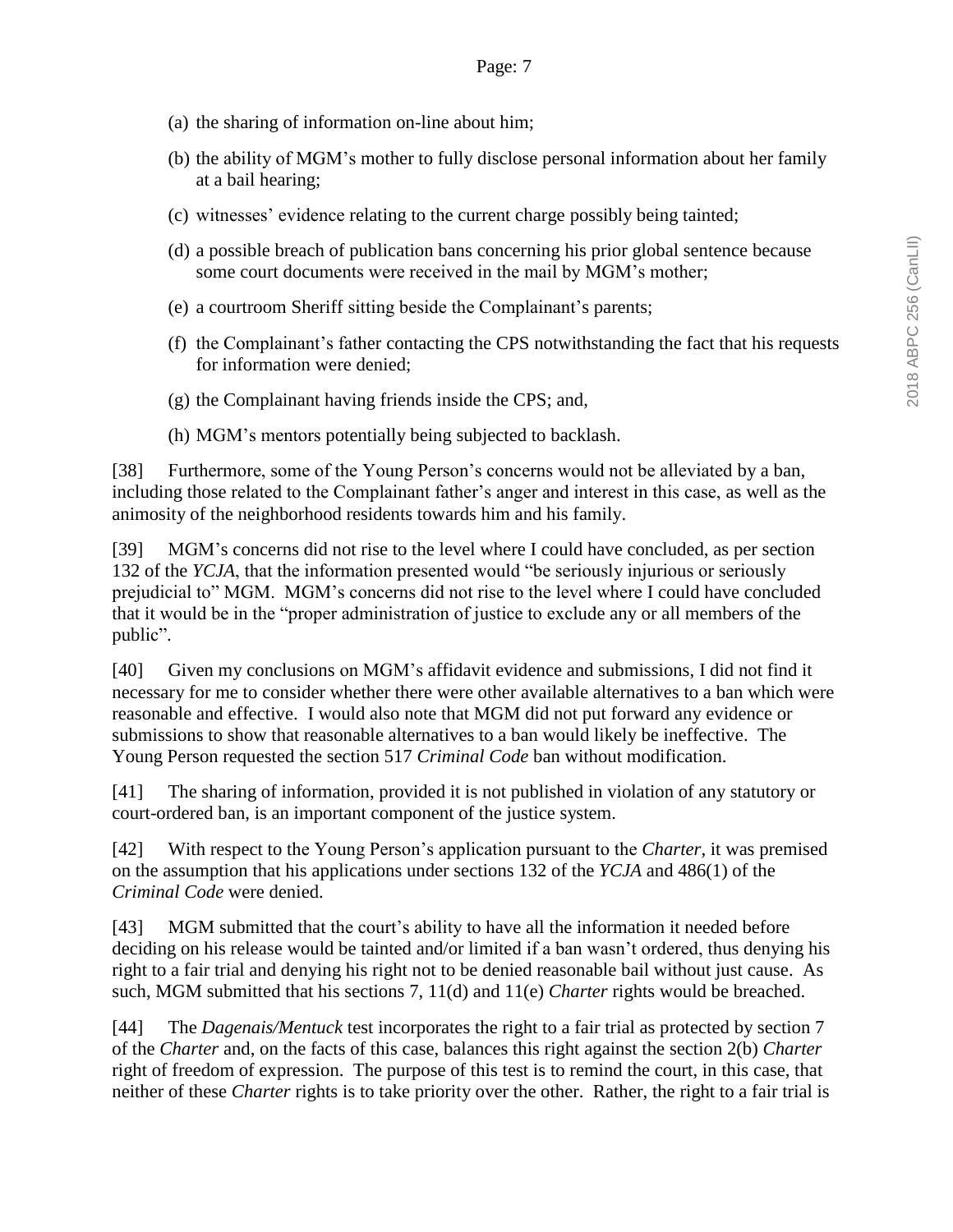(a) the sharing of information on-line about him;

(b) the ability of MGM's mother to fully disclose personal information about her family at a bail hearing;

(c) witnesses' evidence relating to the current charge possibly being tainted;

(d) a possible breach of publication bans concerning his prior global sentence because some court documents were received in the mail by MGM's mother;

(e) a courtroom Sheriff sitting beside the Complainant's parents;

(f) the Complainant's father contacting the CPS notwithstanding the fact that his requests for information were denied;

(g) the Complainant having friends inside the CPS; and,

(h) MGM's mentors potentially being subjected to backlash.

[38] Furthermore, some of the Young Person's concerns would not be alleviated by a ban, including those related to the Complainant father's anger and interest in this case, as well as the animosity of the neighborhood residents towards him and his family.

[39] MGM's concerns did not rise to the level where I could have concluded, as per section 132 of the *YCJA*, that the information presented would "be seriously injurious or seriously prejudicial to" MGM. MGM's concerns did not rise to the level where I could have concluded that it would be in the "proper administration of justice to exclude any or all members of the public".

[40] Given my conclusions on MGM's affidavit evidence and submissions, I did not find it necessary for me to consider whether there were other available alternatives to a ban which were reasonable and effective. I would also note that MGM did not put forward any evidence or submissions to show that reasonable alternatives to a ban would likely be ineffective. The Young Person requested the section 517 *Criminal Code* ban without modification.

[41] The sharing of information, provided it is not published in violation of any statutory or court-ordered ban, is an important component of the justice system.

[42] With respect to the Young Person's application pursuant to the *Charter*, it was premised on the assumption that his applications under sections 132 of the *YCJA* and 486(1) of the *Criminal Code* were denied.

[43] MGM submitted that the court's ability to have all the information it needed before deciding on his release would be tainted and/or limited if a ban wasn't ordered, thus denying his right to a fair trial and denying his right not to be denied reasonable bail without just cause. As such, MGM submitted that his sections 7, 11(d) and 11(e) *Charter* rights would be breached.

[44] The *Dagenais/Mentuck* test incorporates the right to a fair trial as protected by section 7 of the *Charter* and, on the facts of this case, balances this right against the section 2(b) *Charter* right of freedom of expression. The purpose of this test is to remind the court, in this case, that neither of these *Charter* rights is to take priority over the other. Rather, the right to a fair trial is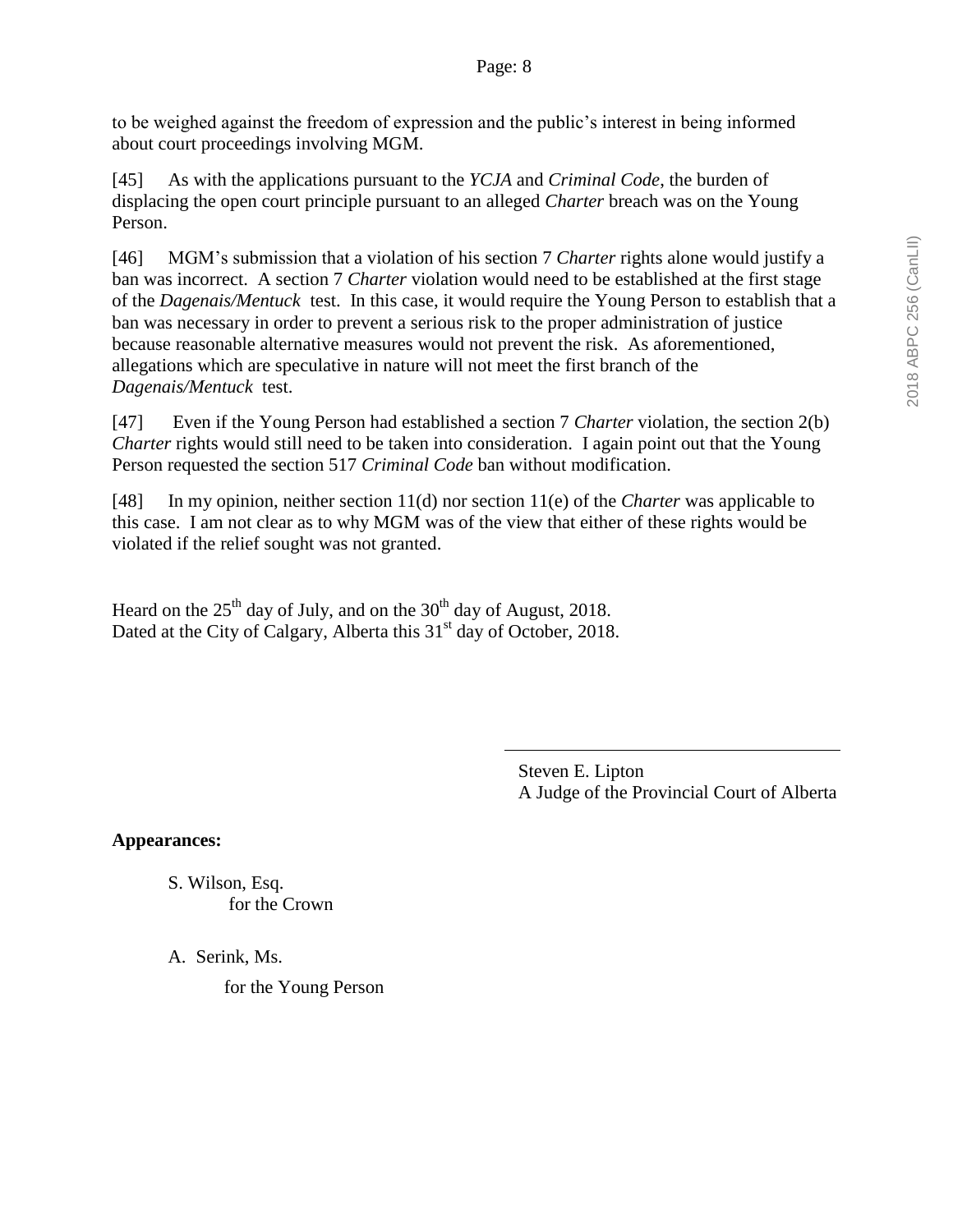to be weighed against the freedom of expression and the public's interest in being informed about court proceedings involving MGM.

[45] As with the applications pursuant to the *YCJA* and *Criminal Code*, the burden of displacing the open court principle pursuant to an alleged *Charter* breach was on the Young Person.

[46] MGM's submission that a violation of his section 7 *Charter* rights alone would justify a ban was incorrect. A section 7 *Charter* violation would need to be established at the first stage of the *Dagenais/Mentuck* test. In this case, it would require the Young Person to establish that a ban was necessary in order to prevent a serious risk to the proper administration of justice because reasonable alternative measures would not prevent the risk. As aforementioned, allegations which are speculative in nature will not meet the first branch of the *Dagenais/Mentuck* test.

[47] Even if the Young Person had established a section 7 *Charter* violation, the section 2(b) *Charter* rights would still need to be taken into consideration. I again point out that the Young Person requested the section 517 *Criminal Code* ban without modification.

[48] In my opinion, neither section 11(d) nor section 11(e) of the *Charter* was applicable to this case. I am not clear as to why MGM was of the view that either of these rights would be violated if the relief sought was not granted.

Heard on the 25th day of July, and on the 30th day of August, 2018.
Dated at the City of Calgary, Alberta this 31st day of October, 2018.

Steven E. Lipton
A Judge of the Provincial Court of Alberta

**Appearances:**

S. Wilson, Esq.
for the Crown

A. Serink, Ms.
for the Young Person